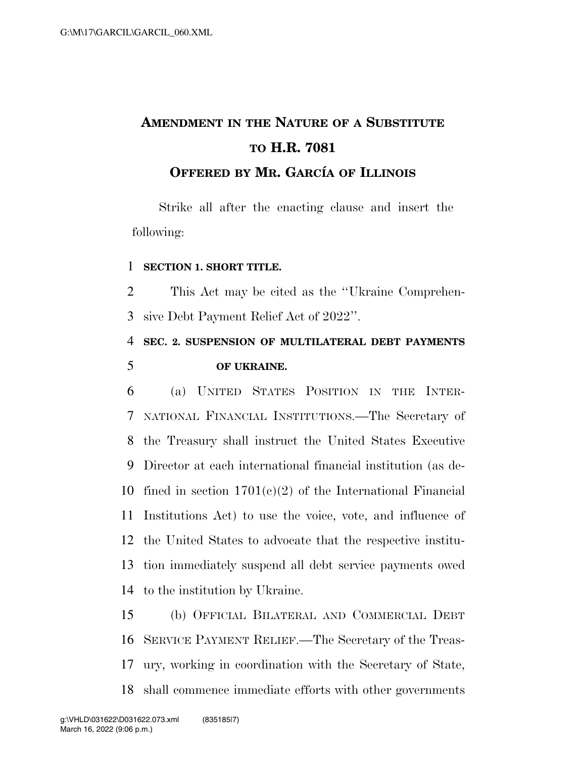# AMENDMENT IN THE NATURE OF A SUBSTITUTE TO H.R. 7081

## OFFERED BY MR. GARCÍA OF ILLINOIS

Strike all after the enacting clause and insert the following:

**SECTION 1. SHORT TITLE.**

This Act may be cited as the "Ukraine Comprehensive Debt Payment Relief Act of 2022".

**SEC. 2. SUSPENSION OF MULTILATERAL DEBT PAYMENTS OF UKRAINE.**

(a) UNITED STATES POSITION IN THE INTERNATIONAL FINANCIAL INSTITUTIONS.—The Secretary of the Treasury shall instruct the United States Executive Director at each international financial institution (as defined in section 1701(c)(2) of the International Financial Institutions Act) to use the voice, vote, and influence of the United States to advocate that the respective institution immediately suspend all debt service payments owed to the institution by Ukraine.

(b) OFFICIAL BILATERAL AND COMMERCIAL DEBT SERVICE PAYMENT RELIEF.—The Secretary of the Treasury, working in coordination with the Secretary of State, shall commence immediate efforts with other governments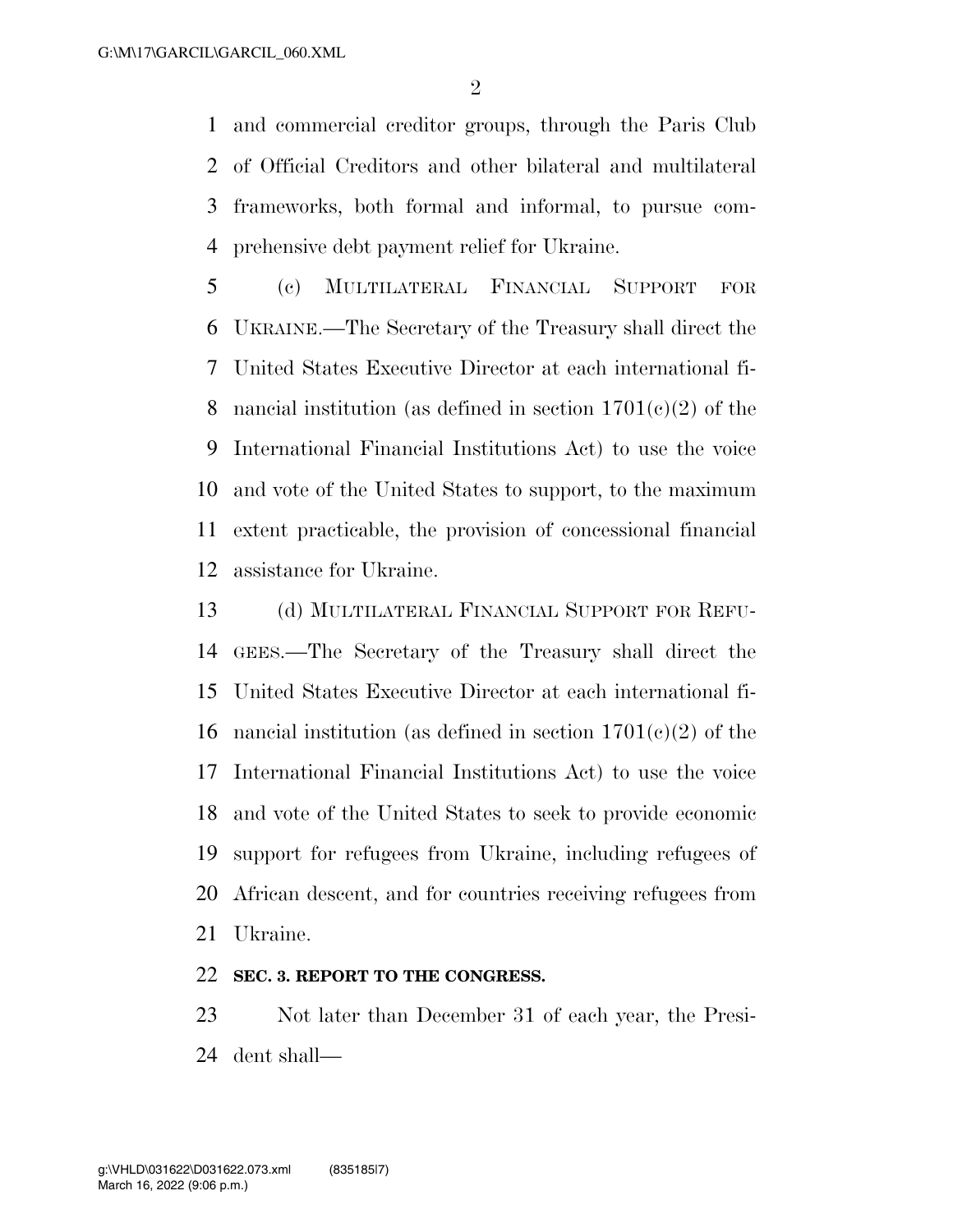and commercial creditor groups, through the Paris Club of Official Creditors and other bilateral and multilateral frameworks, both formal and informal, to pursue comprehensive debt payment relief for Ukraine.

(c) MULTILATERAL FINANCIAL SUPPORT FOR UKRAINE.—The Secretary of the Treasury shall direct the United States Executive Director at each international financial institution (as defined in section 1701(c)(2) of the International Financial Institutions Act) to use the voice and vote of the United States to support, to the maximum extent practicable, the provision of concessional financial assistance for Ukraine.

(d) MULTILATERAL FINANCIAL SUPPORT FOR REFUGEES.—The Secretary of the Treasury shall direct the United States Executive Director at each international financial institution (as defined in section 1701(c)(2) of the International Financial Institutions Act) to use the voice and vote of the United States to seek to provide economic support for refugees from Ukraine, including refugees of African descent, and for countries receiving refugees from Ukraine.

**SEC. 3. REPORT TO THE CONGRESS.**

Not later than December 31 of each year, the President shall—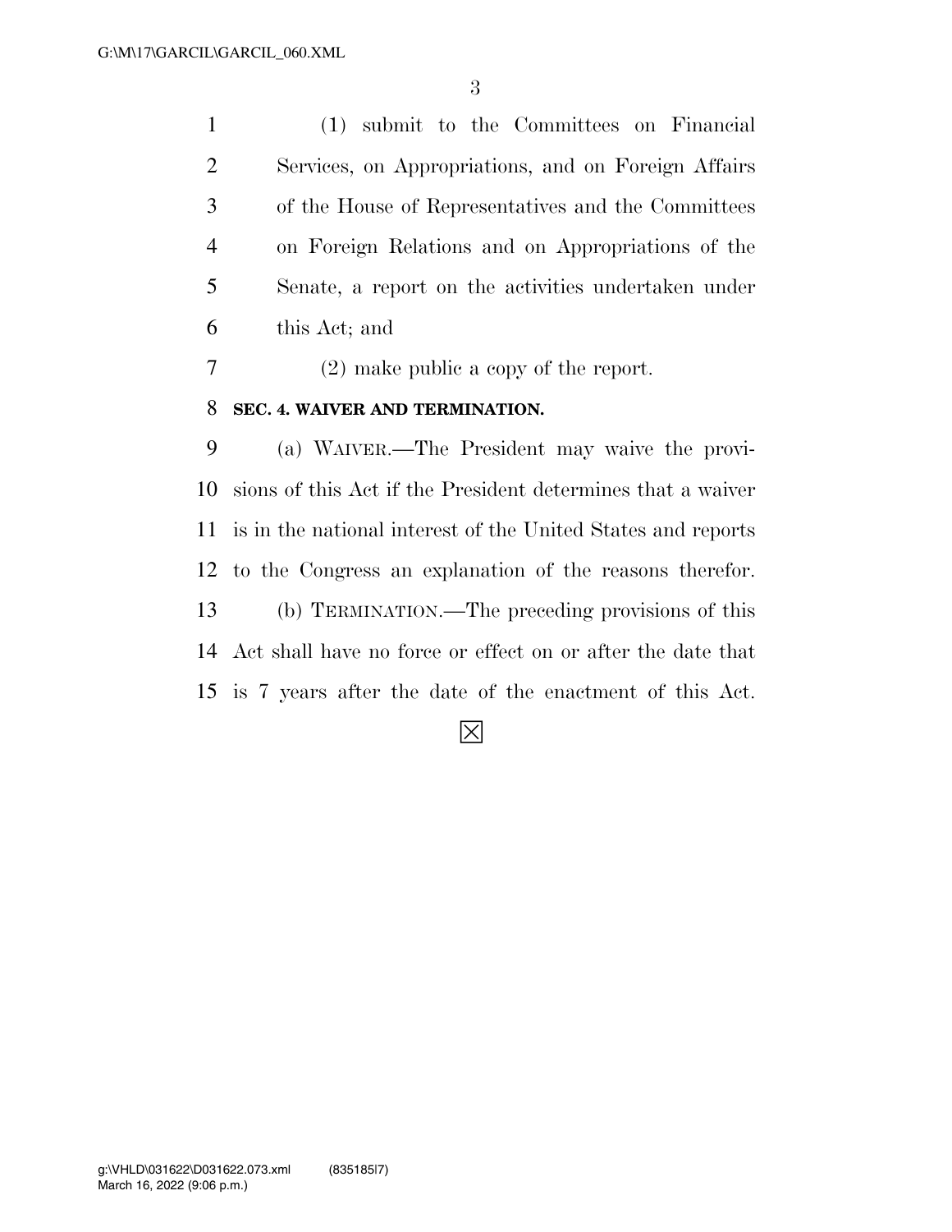(1) submit to the Committees on Financial Services, on Appropriations, and on Foreign Affairs of the House of Representatives and the Committees on Foreign Relations and on Appropriations of the Senate, a report on the activities undertaken under this Act; and

(2) make public a copy of the report.

**SEC. 4. WAIVER AND TERMINATION.**

(a) WAIVER.—The President may waive the provisions of this Act if the President determines that a waiver is in the national interest of the United States and reports to the Congress an explanation of the reasons therefor.

(b) TERMINATION.—The preceding provisions of this Act shall have no force or effect on or after the date that is 7 years after the date of the enactment of this Act.